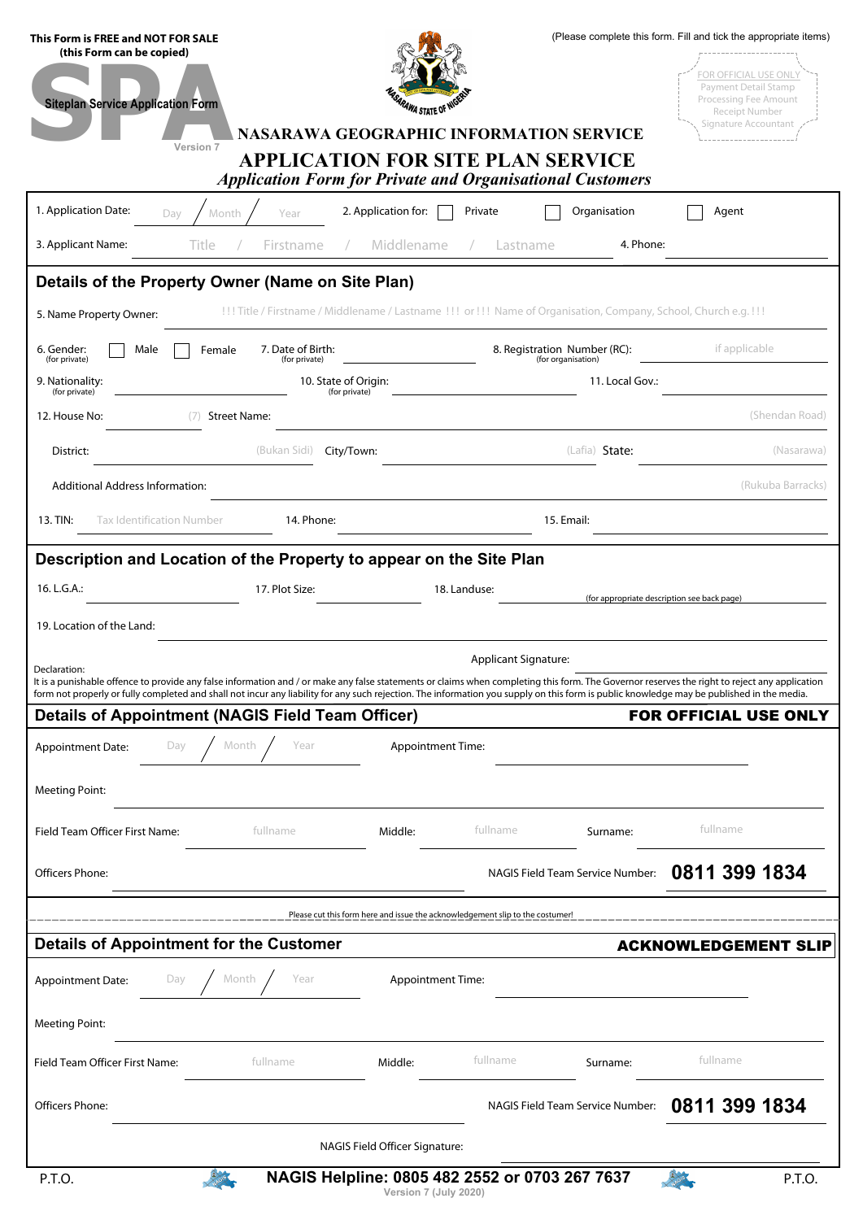This Form is FREE and NOT FOR SALE
(this Form can be copied)

SPA

Siteplan Service Application Form

Version 7

(Please complete this form. Fill and tick the appropriate items)

FOR OFFICIAL USE ONLY
Payment Detail Stamp
Processing Fee Amount
Receipt Number
Signature Accountant

NASARAWA STATE OF NIGERIA

# NASARAWA GEOGRAPHIC INFORMATION SERVICE

## APPLICATION FOR SITE PLAN SERVICE

*Application Form for Private and Organisational Customers*

1. Application Date: Day / Month / Year    2. Application for: ☐ Private ☐ Organisation ☐ Agent

3. Applicant Name: Title / Firstname / Middlename / Lastname    4. Phone: ____________

### Details of the Property Owner (Name on Site Plan)

5. Name Property Owner: !!! Title / Firstname / Middlename / Lastname !!! or !!! Name of Organisation, Company, School, Church e.g. !!!

6. Gender: (for private) ☐ Male ☐ Female    7. Date of Birth: (for private) ____________    8. Registration Number (RC): (for organisation) if applicable

9. Nationality: (for private) ____________    10. State of Origin: (for private) ____________    11. Local Gov.: ____________

12. House No: (7)    Street Name: (Shendan Road)

District: (Bukan Sidi)    City/Town: (Lafia)    State: (Nasarawa)

Additional Address Information: (Rukuba Barracks)

13. TIN: Tax Identification Number    14. Phone: ____________    15. Email: ____________

### Description and Location of the Property to appear on the Site Plan

16. L.G.A.: ____________    17. Plot Size: ____________    18. Landuse: ____________ (for appropriate description see back page)

19. Location of the Land: ____________

Applicant Signature: ____________

Declaration:
It is a punishable offence to provide any false information and / or make any false statements or claims when completing this form. The Governor reserves the right to reject any application form not properly or fully completed and shall not incur any liability for any such rejection. The information you supply on this form is public knowledge may be published in the media.

### Details of Appointment (NAGIS Field Team Officer) — FOR OFFICIAL USE ONLY

Appointment Date: Day / Month / Year    Appointment Time: ____________

Meeting Point: ____________

Field Team Officer First Name: fullname    Middle: fullname    Surname: fullname

Officers Phone: ____________    NAGIS Field Team Service Number: **0811 399 1834**

Please cut this form here and issue the acknowledgement slip to the costumer!

### Details of Appointment for the Customer — ACKNOWLEDGEMENT SLIP

Appointment Date: Day / Month / Year    Appointment Time: ____________

Meeting Point: ____________

Field Team Officer First Name: fullname    Middle: fullname    Surname: fullname

Officers Phone: ____________    NAGIS Field Team Service Number: **0811 399 1834**

NAGIS Field Officer Signature: ____________

P.T.O.    **NAGIS Helpline: 0805 482 2552 or 0703 267 7637**    P.T.O.

Version 7 (July 2020)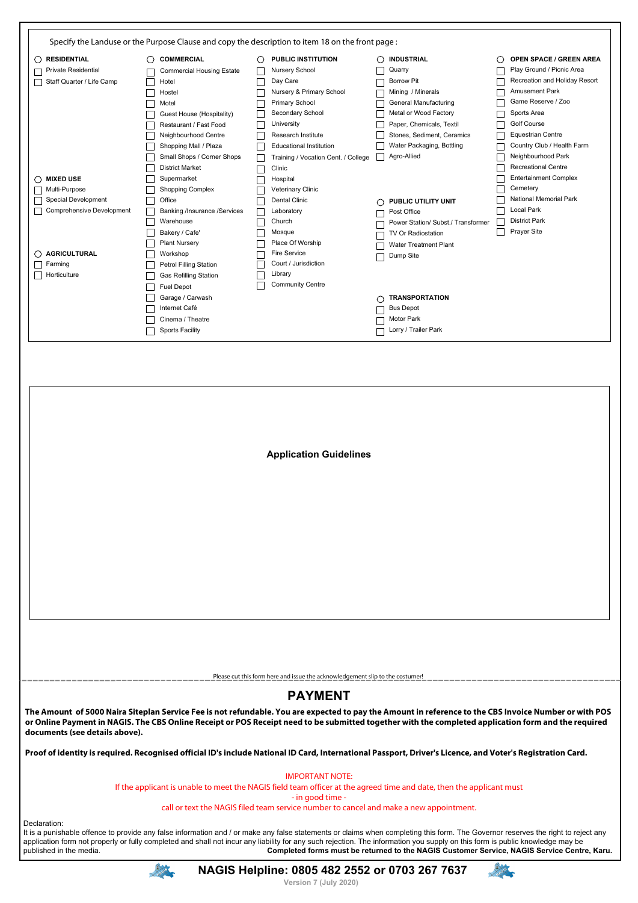Specify the Landuse or the Purpose Clause and copy the description to item 18 on the front page :

**RESIDENTIAL**
- Private Residential
- Staff Quarter / Life Camp

**MIXED USE**
- Multi-Purpose
- Special Development
- Comprehensive Development

**AGRICULTURAL**
- Farming
- Horticulture

**COMMERCIAL**
- Commercial Housing Estate
- Hotel
- Hostel
- Motel
- Guest House (Hospitality)
- Restaurant / Fast Food
- Neighbourhood Centre
- Shopping Mall / Plaza
- Small Shops / Corner Shops
- District Market
- Supermarket
- Shopping Complex
- Office
- Banking /Insurance /Services
- Warehouse
- Bakery / Cafe'
- Plant Nursery
- Workshop
- Petrol Filling Station
- Gas Refilling Station
- Fuel Depot
- Garage / Carwash
- Internet Café
- Cinema / Theatre
- Sports Facility

**PUBLIC INSTITUTION**
- Nursery School
- Day Care
- Nursery & Primary School
- Primary School
- Secondary School
- University
- Research Institute
- Educational Institution
- Training / Vocation Cent. / College
- Clinic
- Hospital
- Veterinary Clinic
- Dental Clinic
- Laboratory
- Church
- Mosque
- Place Of Worship
- Fire Service
- Court / Jurisdiction
- Library
- Community Centre

**INDUSTRIAL**
- Quarry
- Borrow Pit
- Mining / Minerals
- General Manufacturing
- Metal or Wood Factory
- Paper, Chemicals, Textil
- Stones, Sediment, Ceramics
- Water Packaging, Bottling
- Agro-Allied

**PUBLIC UTILITY UNIT**
- Post Office
- Power Station/ Subst./ Transformer
- TV Or Radiostation
- Water Treatment Plant
- Dump Site

**TRANSPORTATION**
- Bus Depot
- Motor Park
- Lorry / Trailer Park

**OPEN SPACE / GREEN AREA**
- Play Ground / Picnic Area
- Recreation and Holiday Resort
- Amusement Park
- Game Reserve / Zoo
- Sports Area
- Golf Course
- Equestrian Centre
- Country Club / Health Farm
- Neighbourhood Park
- Recreational Centre
- Entertainment Complex
- Cemetery
- National Memorial Park
- Local Park
- District Park
- Prayer Site

**Application Guidelines**

Please cut this form here and issue the acknowledgement slip to the costumer!

## PAYMENT

**The Amount of 5000 Naira Siteplan Service Fee is not refundable. You are expected to pay the Amount in reference to the CBS Invoice Number or with POS or Online Payment in NAGIS. The CBS Online Receipt or POS Receipt need to be submitted together with the completed application form and the required documents (see details above).**

**Proof of identity is required. Recognised official ID's include National ID Card, International Passport, Driver's Licence, and Voter's Registration Card.**

IMPORTANT NOTE:
If the applicant is unable to meet the NAGIS field team officer at the agreed time and date, then the applicant must
- in good time -
call or text the NAGIS filed team service number to cancel and make a new appointment.

Declaration:
It is a punishable offence to provide any false information and / or make any false statements or claims when completing this form. The Governor reserves the right to reject any application form not properly or fully completed and shall not incur any liability for any such rejection. The information you supply on this form is public knowledge may be published in the media. **Completed forms must be returned to the NAGIS Customer Service, NAGIS Service Centre, Karu.**

**NAGIS Helpline: 0805 482 2552 or 0703 267 7637**

Version 7 (July 2020)